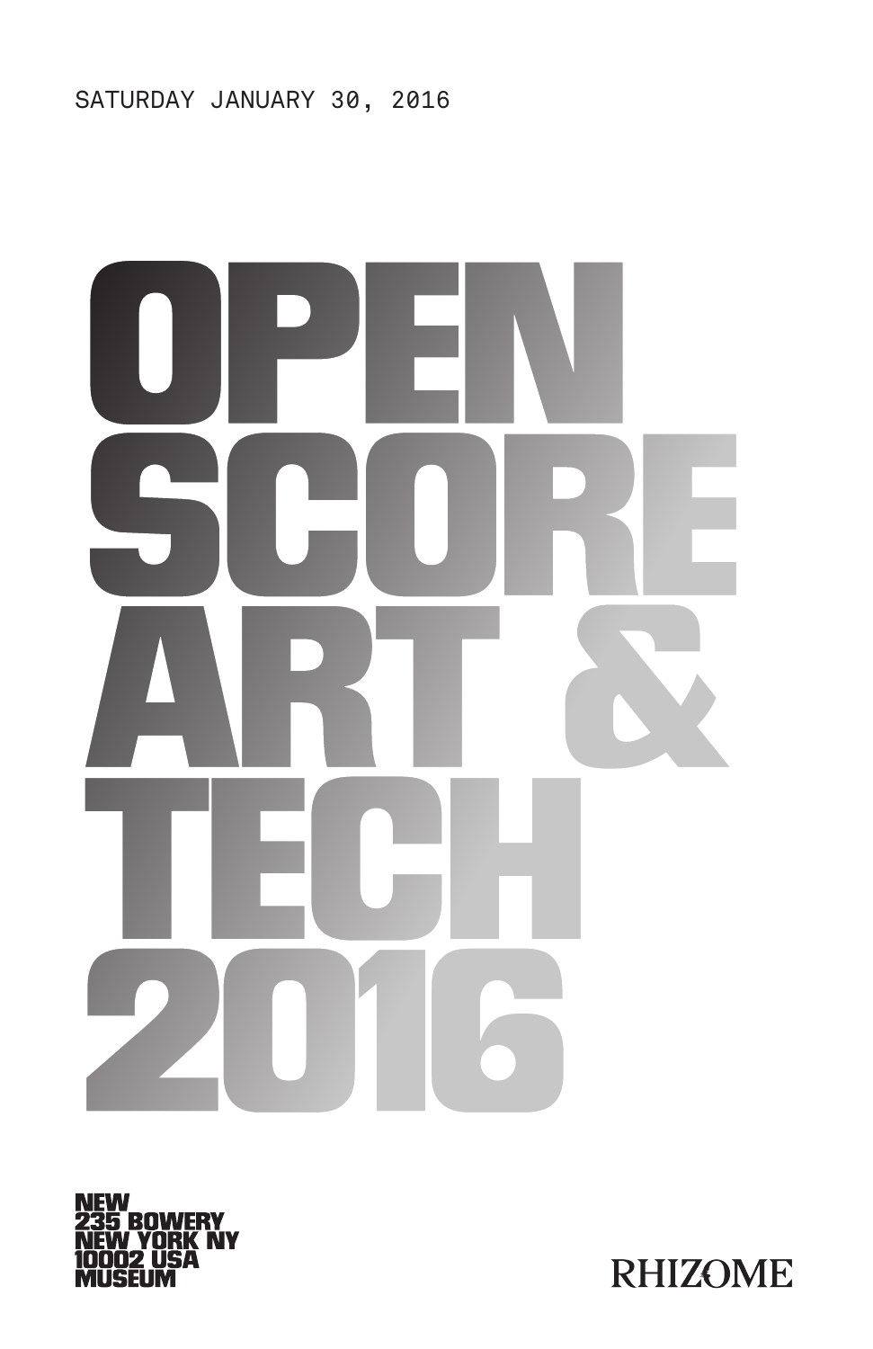SATURDAY JANUARY 30, 2016

# OPEN SCORE ART & TECH 2016

NEW
235 BOWERY
NEW YORK NY
10002 USA
MUSEUM

RHIZOME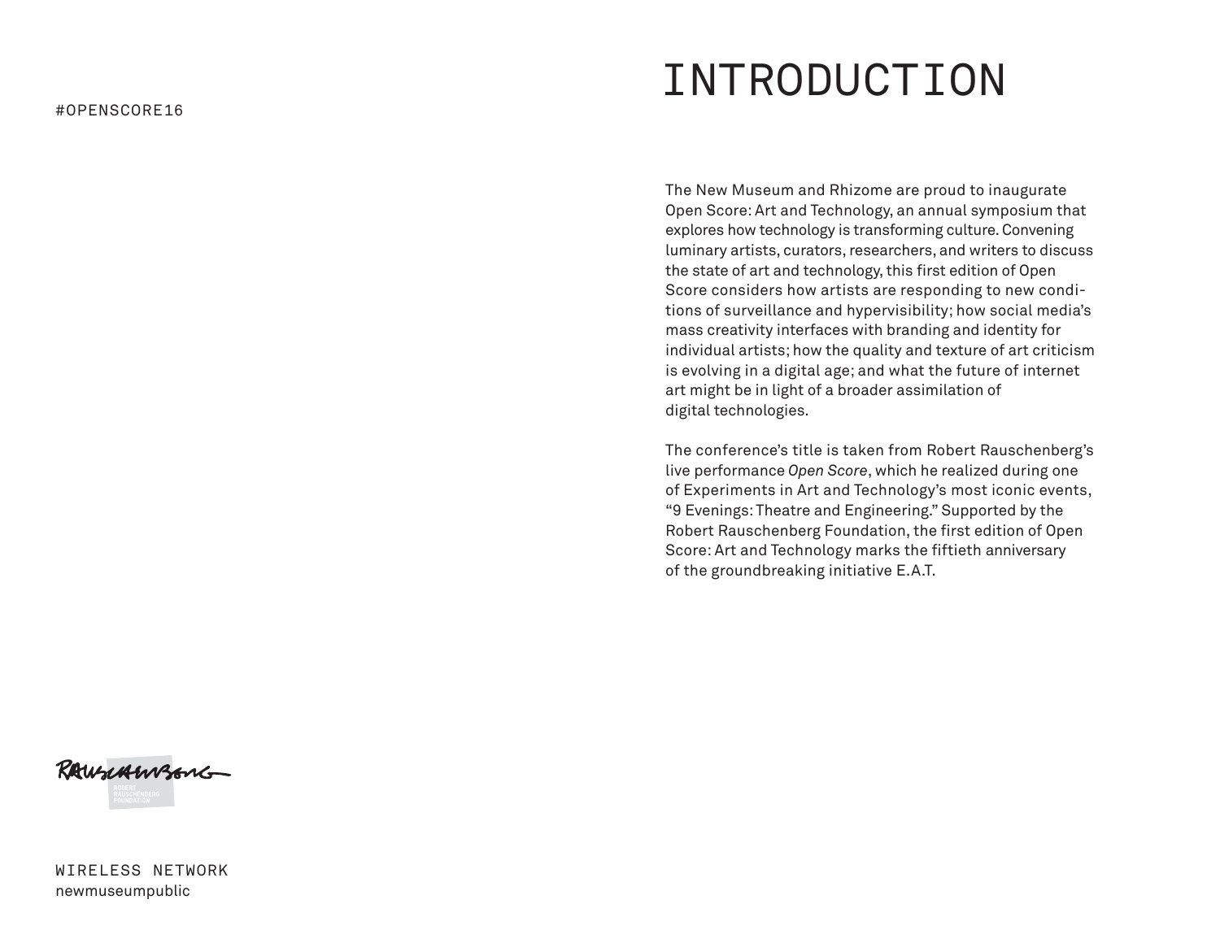#OPENSCORE16

# INTRODUCTION

The New Museum and Rhizome are proud to inaugurate Open Score: Art and Technology, an annual symposium that explores how technology is transforming culture. Convening luminary artists, curators, researchers, and writers to discuss the state of art and technology, this first edition of Open Score considers how artists are responding to new conditions of surveillance and hypervisibility; how social media's mass creativity interfaces with branding and identity for individual artists; how the quality and texture of art criticism is evolving in a digital age; and what the future of internet art might be in light of a broader assimilation of digital technologies.

The conference's title is taken from Robert Rauschenberg's live performance *Open Score*, which he realized during one of Experiments in Art and Technology's most iconic events, "9 Evenings: Theatre and Engineering." Supported by the Robert Rauschenberg Foundation, the first edition of Open Score: Art and Technology marks the fiftieth anniversary of the groundbreaking initiative E.A.T.

RAUSCHENBERG
ROBERT RAUSCHENBERG FOUNDATION

WIRELESS NETWORK
newmuseumpublic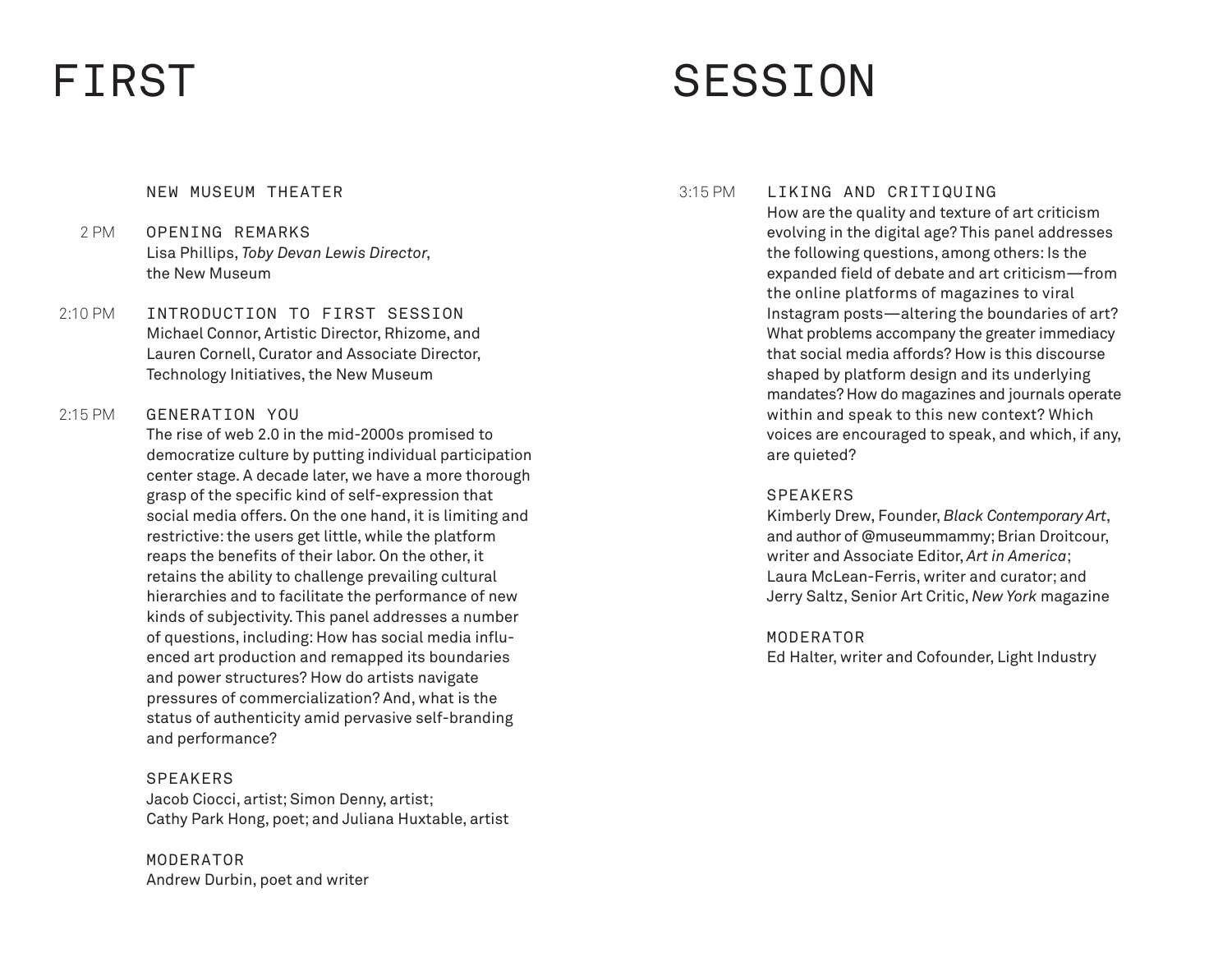# FIRST SESSION

NEW MUSEUM THEATER

2 PM

OPENING REMARKS

Lisa Phillips, *Toby Devan Lewis Director*, the New Museum

2:10 PM

INTRODUCTION TO FIRST SESSION

Michael Connor, Artistic Director, Rhizome, and Lauren Cornell, Curator and Associate Director, Technology Initiatives, the New Museum

2:15 PM

GENERATION YOU

The rise of web 2.0 in the mid-2000s promised to democratize culture by putting individual participation center stage. A decade later, we have a more thorough grasp of the specific kind of self-expression that social media offers. On the one hand, it is limiting and restrictive: the users get little, while the platform reaps the benefits of their labor. On the other, it retains the ability to challenge prevailing cultural hierarchies and to facilitate the performance of new kinds of subjectivity. This panel addresses a number of questions, including: How has social media influenced art production and remapped its boundaries and power structures? How do artists navigate pressures of commercialization? And, what is the status of authenticity amid pervasive self-branding and performance?

SPEAKERS

Jacob Ciocci, artist; Simon Denny, artist; Cathy Park Hong, poet; and Juliana Huxtable, artist

MODERATOR

Andrew Durbin, poet and writer

3:15 PM

LIKING AND CRITIQUING

How are the quality and texture of art criticism evolving in the digital age? This panel addresses the following questions, among others: Is the expanded field of debate and art criticism—from the online platforms of magazines to viral Instagram posts—altering the boundaries of art? What problems accompany the greater immediacy that social media affords? How is this discourse shaped by platform design and its underlying mandates? How do magazines and journals operate within and speak to this new context? Which voices are encouraged to speak, and which, if any, are quieted?

SPEAKERS

Kimberly Drew, Founder, *Black Contemporary Art*, and author of @museummammy; Brian Droitcour, writer and Associate Editor, *Art in America*; Laura McLean-Ferris, writer and curator; and Jerry Saltz, Senior Art Critic, *New York* magazine

MODERATOR

Ed Halter, writer and Cofounder, Light Industry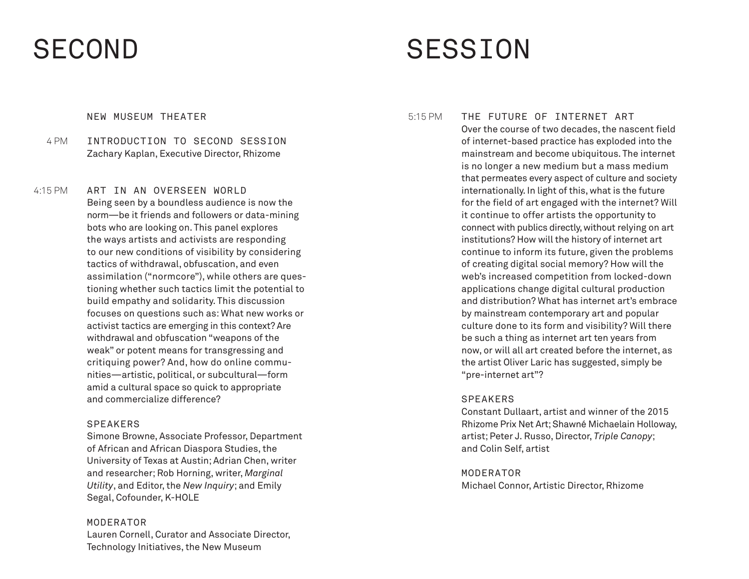# SECOND SESSION

NEW MUSEUM THEATER

4 PM **INTRODUCTION TO SECOND SESSION**
Zachary Kaplan, Executive Director, Rhizome

4:15 PM **ART IN AN OVERSEEN WORLD**
Being seen by a boundless audience is now the norm—be it friends and followers or data-mining bots who are looking on. This panel explores the ways artists and activists are responding to our new conditions of visibility by considering tactics of withdrawal, obfuscation, and even assimilation ("normcore"), while others are questioning whether such tactics limit the potential to build empathy and solidarity. This discussion focuses on questions such as: What new works or activist tactics are emerging in this context? Are withdrawal and obfuscation "weapons of the weak" or potent means for transgressing and critiquing power? And, how do online communities—artistic, political, or subcultural—form amid a cultural space so quick to appropriate and commercialize difference?

SPEAKERS
Simone Browne, Associate Professor, Department of African and African Diaspora Studies, the University of Texas at Austin; Adrian Chen, writer and researcher; Rob Horning, writer, *Marginal Utility*, and Editor, the *New Inquiry*; and Emily Segal, Cofounder, K-HOLE

MODERATOR
Lauren Cornell, Curator and Associate Director, Technology Initiatives, the New Museum

5:15 PM **THE FUTURE OF INTERNET ART**
Over the course of two decades, the nascent field of internet-based practice has exploded into the mainstream and become ubiquitous. The internet is no longer a new medium but a mass medium that permeates every aspect of culture and society internationally. In light of this, what is the future for the field of art engaged with the internet? Will it continue to offer artists the opportunity to connect with publics directly, without relying on art institutions? How will the history of internet art continue to inform its future, given the problems of creating digital social memory? How will the web's increased competition from locked-down applications change digital cultural production and distribution? What has internet art's embrace by mainstream contemporary art and popular culture done to its form and visibility? Will there be such a thing as internet art ten years from now, or will all art created before the internet, as the artist Oliver Laric has suggested, simply be "pre-internet art"?

SPEAKERS
Constant Dullaart, artist and winner of the 2015 Rhizome Prix Net Art; Shawné Michaelain Holloway, artist; Peter J. Russo, Director, *Triple Canopy*; and Colin Self, artist

MODERATOR
Michael Connor, Artistic Director, Rhizome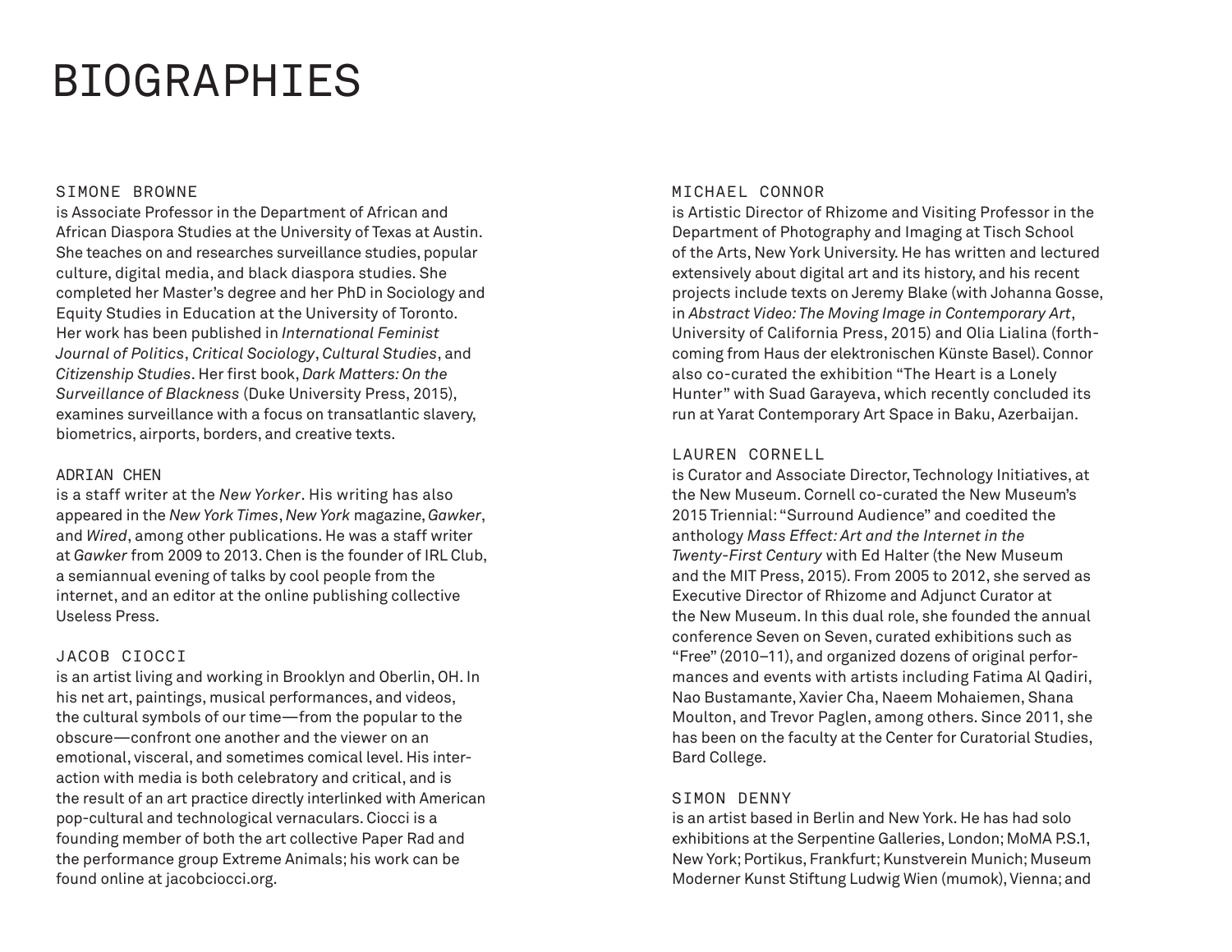# BIOGRAPHIES

SIMONE BROWNE
is Associate Professor in the Department of African and African Diaspora Studies at the University of Texas at Austin. She teaches on and researches surveillance studies, popular culture, digital media, and black diaspora studies. She completed her Master's degree and her PhD in Sociology and Equity Studies in Education at the University of Toronto. Her work has been published in *International Feminist Journal of Politics*, *Critical Sociology*, *Cultural Studies*, and *Citizenship Studies*. Her first book, *Dark Matters: On the Surveillance of Blackness* (Duke University Press, 2015), examines surveillance with a focus on transatlantic slavery, biometrics, airports, borders, and creative texts.

ADRIAN CHEN
is a staff writer at the *New Yorker*. His writing has also appeared in the *New York Times*, *New York* magazine, *Gawker*, and *Wired*, among other publications. He was a staff writer at *Gawker* from 2009 to 2013. Chen is the founder of IRL Club, a semiannual evening of talks by cool people from the internet, and an editor at the online publishing collective Useless Press.

JACOB CIOCCI
is an artist living and working in Brooklyn and Oberlin, OH. In his net art, paintings, musical performances, and videos, the cultural symbols of our time—from the popular to the obscure—confront one another and the viewer on an emotional, visceral, and sometimes comical level. His interaction with media is both celebratory and critical, and is the result of an art practice directly interlinked with American pop-cultural and technological vernaculars. Ciocci is a founding member of both the art collective Paper Rad and the performance group Extreme Animals; his work can be found online at jacobciocci.org.

MICHAEL CONNOR
is Artistic Director of Rhizome and Visiting Professor in the Department of Photography and Imaging at Tisch School of the Arts, New York University. He has written and lectured extensively about digital art and its history, and his recent projects include texts on Jeremy Blake (with Johanna Gosse, in *Abstract Video: The Moving Image in Contemporary Art*, University of California Press, 2015) and Olia Lialina (forthcoming from Haus der elektronischen Künste Basel). Connor also co-curated the exhibition "The Heart is a Lonely Hunter" with Suad Garayeva, which recently concluded its run at Yarat Contemporary Art Space in Baku, Azerbaijan.

LAUREN CORNELL
is Curator and Associate Director, Technology Initiatives, at the New Museum. Cornell co-curated the New Museum's 2015 Triennial: "Surround Audience" and coedited the anthology *Mass Effect: Art and the Internet in the Twenty-First Century* with Ed Halter (the New Museum and the MIT Press, 2015). From 2005 to 2012, she served as Executive Director of Rhizome and Adjunct Curator at the New Museum. In this dual role, she founded the annual conference Seven on Seven, curated exhibitions such as "Free" (2010–11), and organized dozens of original performances and events with artists including Fatima Al Qadiri, Nao Bustamante, Xavier Cha, Naeem Mohaiemen, Shana Moulton, and Trevor Paglen, among others. Since 2011, she has been on the faculty at the Center for Curatorial Studies, Bard College.

SIMON DENNY
is an artist based in Berlin and New York. He has had solo exhibitions at the Serpentine Galleries, London; MoMA P.S.1, New York; Portikus, Frankfurt; Kunstverein Munich; Museum Moderner Kunst Stiftung Ludwig Wien (mumok), Vienna; and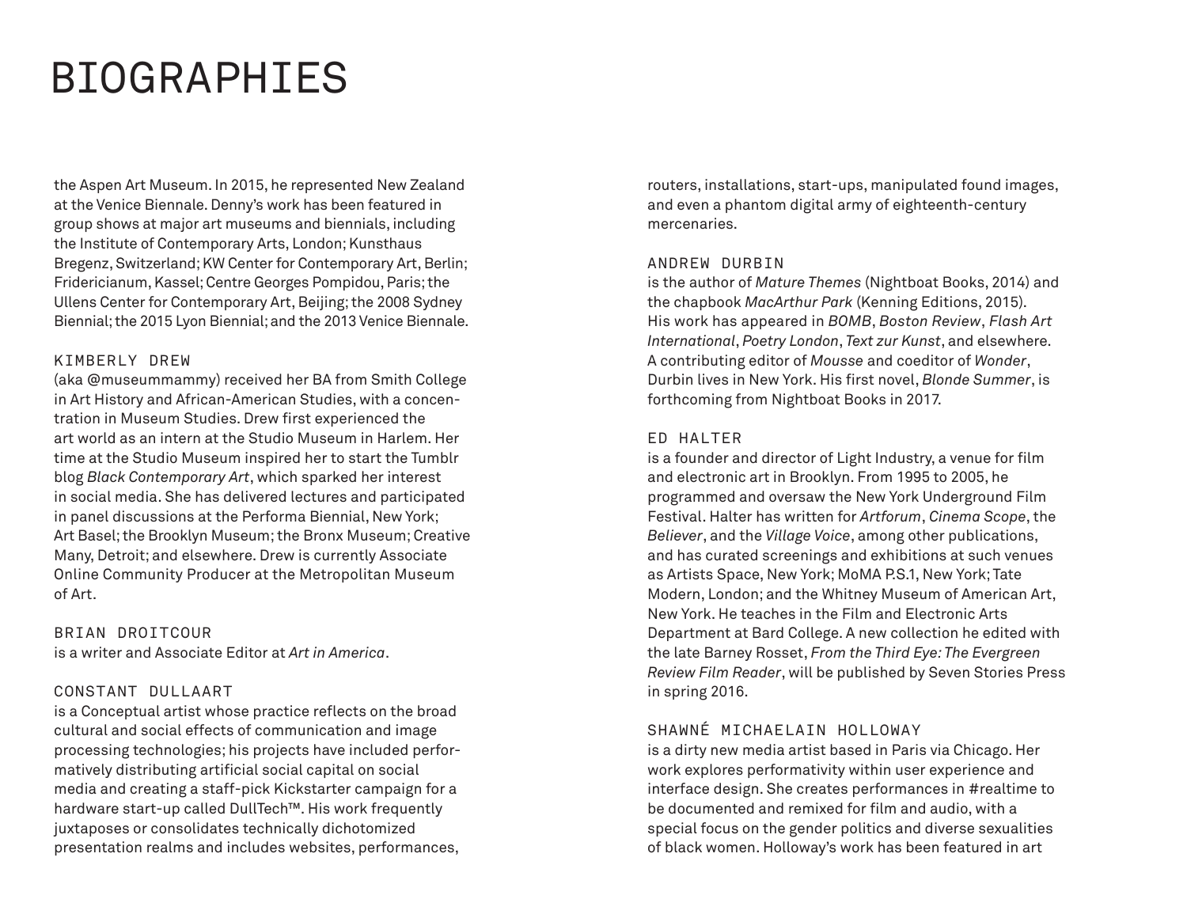# BIOGRAPHIES

the Aspen Art Museum. In 2015, he represented New Zealand at the Venice Biennale. Denny's work has been featured in group shows at major art museums and biennials, including the Institute of Contemporary Arts, London; Kunsthaus Bregenz, Switzerland; KW Center for Contemporary Art, Berlin; Fridericianum, Kassel; Centre Georges Pompidou, Paris; the Ullens Center for Contemporary Art, Beijing; the 2008 Sydney Biennial; the 2015 Lyon Biennial; and the 2013 Venice Biennale.

KIMBERLY DREW
(aka @museummammy) received her BA from Smith College in Art History and African-American Studies, with a concentration in Museum Studies. Drew first experienced the art world as an intern at the Studio Museum in Harlem. Her time at the Studio Museum inspired her to start the Tumblr blog *Black Contemporary Art*, which sparked her interest in social media. She has delivered lectures and participated in panel discussions at the Performa Biennial, New York; Art Basel; the Brooklyn Museum; the Bronx Museum; Creative Many, Detroit; and elsewhere. Drew is currently Associate Online Community Producer at the Metropolitan Museum of Art.

BRIAN DROITCOUR
is a writer and Associate Editor at *Art in America*.

CONSTANT DULLAART
is a Conceptual artist whose practice reflects on the broad cultural and social effects of communication and image processing technologies; his projects have included performatively distributing artificial social capital on social media and creating a staff-pick Kickstarter campaign for a hardware start-up called DullTech™. His work frequently juxtaposes or consolidates technically dichotomized presentation realms and includes websites, performances, routers, installations, start-ups, manipulated found images, and even a phantom digital army of eighteenth-century mercenaries.

ANDREW DURBIN
is the author of *Mature Themes* (Nightboat Books, 2014) and the chapbook *MacArthur Park* (Kenning Editions, 2015). His work has appeared in *BOMB*, *Boston Review*, *Flash Art International*, *Poetry London*, *Text zur Kunst*, and elsewhere. A contributing editor of *Mousse* and coeditor of *Wonder*, Durbin lives in New York. His first novel, *Blonde Summer*, is forthcoming from Nightboat Books in 2017.

ED HALTER
is a founder and director of Light Industry, a venue for film and electronic art in Brooklyn. From 1995 to 2005, he programmed and oversaw the New York Underground Film Festival. Halter has written for *Artforum*, *Cinema Scope*, the *Believer*, and the *Village Voice*, among other publications, and has curated screenings and exhibitions at such venues as Artists Space, New York; MoMA P.S.1, New York; Tate Modern, London; and the Whitney Museum of American Art, New York. He teaches in the Film and Electronic Arts Department at Bard College. A new collection he edited with the late Barney Rosset, *From the Third Eye: The Evergreen Review Film Reader*, will be published by Seven Stories Press in spring 2016.

SHAWNÉ MICHAELAIN HOLLOWAY
is a dirty new media artist based in Paris via Chicago. Her work explores performativity within user experience and interface design. She creates performances in #realtime to be documented and remixed for film and audio, with a special focus on the gender politics and diverse sexualities of black women. Holloway's work has been featured in art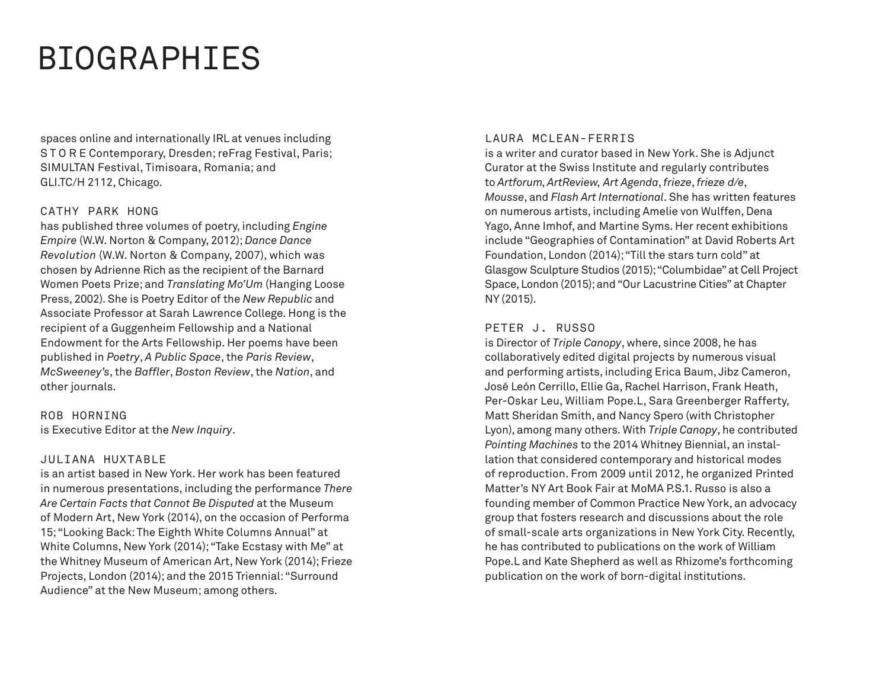# BIOGRAPHIES

spaces online and internationally IRL at venues including S T O R E Contemporary, Dresden; reFrag Festival, Paris; SIMULTAN Festival, Timisoara, Romania; and GLI.TC/H 2112, Chicago.

CATHY PARK HONG
has published three volumes of poetry, including *Engine Empire* (W.W. Norton & Company, 2012); *Dance Dance Revolution* (W.W. Norton & Company, 2007), which was chosen by Adrienne Rich as the recipient of the Barnard Women Poets Prize; and *Translating Mo'Um* (Hanging Loose Press, 2002). She is Poetry Editor of the *New Republic* and Associate Professor at Sarah Lawrence College. Hong is the recipient of a Guggenheim Fellowship and a National Endowment for the Arts Fellowship. Her poems have been published in *Poetry*, *A Public Space*, the *Paris Review*, *McSweeney's*, the *Baffler*, *Boston Review*, the *Nation*, and other journals.

ROB HORNING
is Executive Editor at the *New Inquiry*.

JULIANA HUXTABLE
is an artist based in New York. Her work has been featured in numerous presentations, including the performance *There Are Certain Facts that Cannot Be Disputed* at the Museum of Modern Art, New York (2014), on the occasion of Performa 15; "Looking Back: The Eighth White Columns Annual" at White Columns, New York (2014); "Take Ecstasy with Me" at the Whitney Museum of American Art, New York (2014); Frieze Projects, London (2014); and the 2015 Triennial: "Surround Audience" at the New Museum; among others.

LAURA MCLEAN-FERRIS
is a writer and curator based in New York. She is Adjunct Curator at the Swiss Institute and regularly contributes to *Artforum*, *ArtReview*, *Art Agenda*, *frieze*, *frieze d/e*, *Mousse*, and *Flash Art International*. She has written features on numerous artists, including Amelie von Wulffen, Dena Yago, Anne Imhof, and Martine Syms. Her recent exhibitions include "Geographies of Contamination" at David Roberts Art Foundation, London (2014); "Till the stars turn cold" at Glasgow Sculpture Studios (2015); "Columbidae" at Cell Project Space, London (2015); and "Our Lacustrine Cities" at Chapter NY (2015).

PETER J. RUSSO
is Director of *Triple Canopy*, where, since 2008, he has collaboratively edited digital projects by numerous visual and performing artists, including Erica Baum, Jibz Cameron, José León Cerrillo, Ellie Ga, Rachel Harrison, Frank Heath, Per-Oskar Leu, William Pope.L, Sara Greenberger Rafferty, Matt Sheridan Smith, and Nancy Spero (with Christopher Lyon), among many others. With *Triple Canopy*, he contributed *Pointing Machines* to the 2014 Whitney Biennial, an installation that considered contemporary and historical modes of reproduction. From 2009 until 2012, he organized Printed Matter's NY Art Book Fair at MoMA P.S.1. Russo is also a founding member of Common Practice New York, an advocacy group that fosters research and discussions about the role of small-scale arts organizations in New York City. Recently, he has contributed to publications on the work of William Pope.L and Kate Shepherd as well as Rhizome's forthcoming publication on the work of born-digital institutions.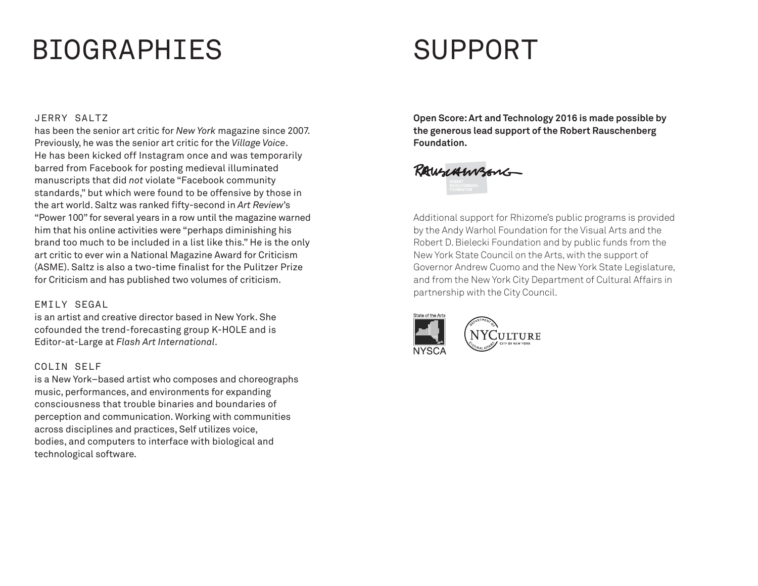# BIOGRAPHIES

JERRY SALTZ
has been the senior art critic for *New York* magazine since 2007. Previously, he was the senior art critic for the *Village Voice*. He has been kicked off Instagram once and was temporarily barred from Facebook for posting medieval illuminated manuscripts that did *not* violate "Facebook community standards," but which were found to be offensive by those in the art world. Saltz was ranked fifty-second in *Art Review*'s "Power 100" for several years in a row until the magazine warned him that his online activities were "perhaps diminishing his brand too much to be included in a list like this." He is the only art critic to ever win a National Magazine Award for Criticism (ASME). Saltz is also a two-time finalist for the Pulitzer Prize for Criticism and has published two volumes of criticism.

EMILY SEGAL
is an artist and creative director based in New York. She cofounded the trend-forecasting group K-HOLE and is Editor-at-Large at *Flash Art International*.

COLIN SELF
is a New York–based artist who composes and choreographs music, performances, and environments for expanding consciousness that trouble binaries and boundaries of perception and communication. Working with communities across disciplines and practices, Self utilizes voice, bodies, and computers to interface with biological and technological software.

# SUPPORT

**Open Score: Art and Technology 2016 is made possible by the generous lead support of the Robert Rauschenberg Foundation.**

RAUSCHENBERG
ROBERT RAUSCHENBERG FOUNDATION

Additional support for Rhizome's public programs is provided by the Andy Warhol Foundation for the Visual Arts and the Robert D. Bielecki Foundation and by public funds from the New York State Council on the Arts, with the support of Governor Andrew Cuomo and the New York State Legislature, and from the New York City Department of Cultural Affairs in partnership with the City Council.

State of the Arts
NYSCA

DEPARTMENT OF CULTURAL AFFAIRS
NYCULTURE
CITY OF NEW YORK